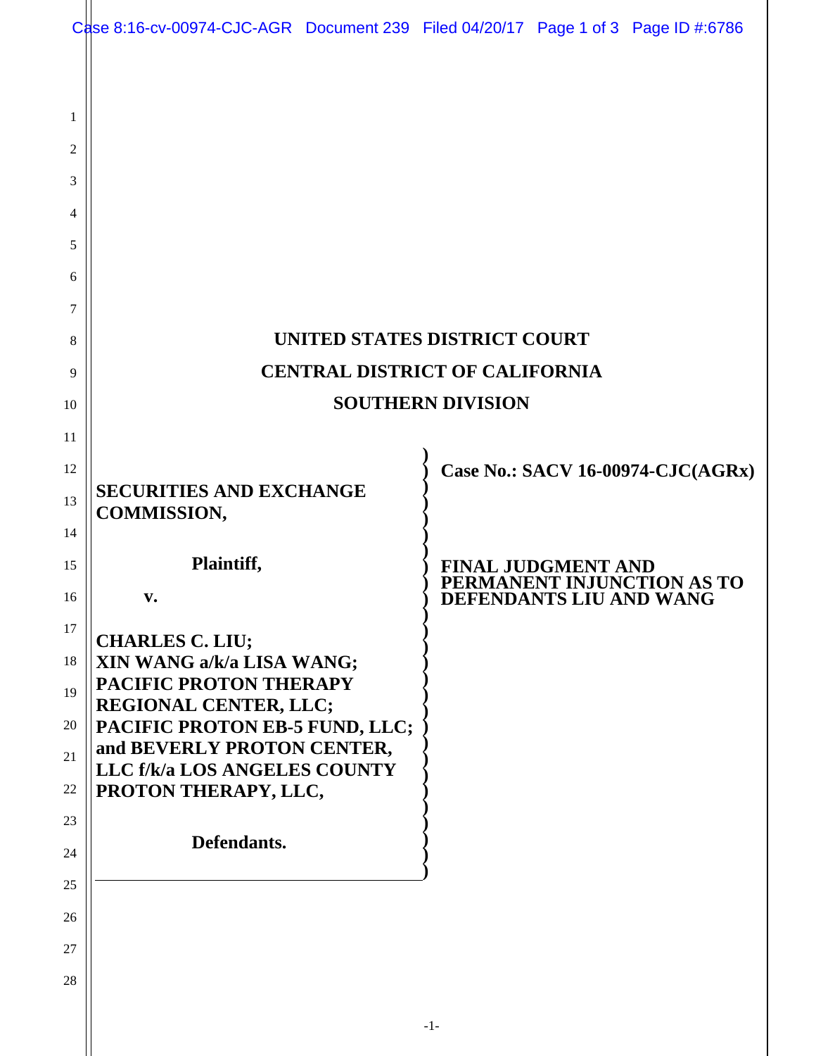# UNITED STATES DISTRICT COURT
# CENTRAL DISTRICT OF CALIFORNIA
# SOUTHERN DIVISION

**SECURITIES AND EXCHANGE COMMISSION,**

**Plaintiff,**

**v.**

**CHARLES C. LIU; XIN WANG a/k/a LISA WANG; PACIFIC PROTON THERAPY REGIONAL CENTER, LLC; PACIFIC PROTON EB-5 FUND, LLC; and BEVERLY PROTON CENTER, LLC f/k/a LOS ANGELES COUNTY PROTON THERAPY, LLC,**

**Defendants.**

**Case No.: SACV 16-00974-CJC(AGRx)**

**FINAL JUDGMENT AND PERMANENT INJUNCTION AS TO DEFENDANTS LIU AND WANG**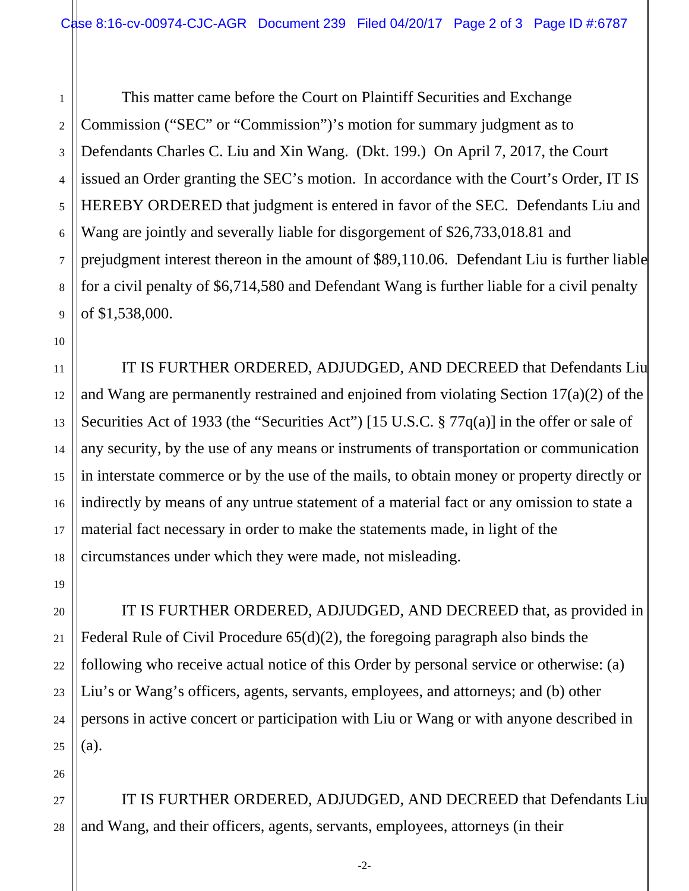This matter came before the Court on Plaintiff Securities and Exchange Commission ("SEC" or "Commission")'s motion for summary judgment as to Defendants Charles C. Liu and Xin Wang. (Dkt. 199.) On April 7, 2017, the Court issued an Order granting the SEC's motion. In accordance with the Court's Order, IT IS HEREBY ORDERED that judgment is entered in favor of the SEC. Defendants Liu and Wang are jointly and severally liable for disgorgement of $26,733,018.81 and prejudgment interest thereon in the amount of $89,110.06. Defendant Liu is further liable for a civil penalty of $6,714,580 and Defendant Wang is further liable for a civil penalty of $1,538,000.

IT IS FURTHER ORDERED, ADJUDGED, AND DECREED that Defendants Liu and Wang are permanently restrained and enjoined from violating Section 17(a)(2) of the Securities Act of 1933 (the "Securities Act") [15 U.S.C. § 77q(a)] in the offer or sale of any security, by the use of any means or instruments of transportation or communication in interstate commerce or by the use of the mails, to obtain money or property directly or indirectly by means of any untrue statement of a material fact or any omission to state a material fact necessary in order to make the statements made, in light of the circumstances under which they were made, not misleading.

IT IS FURTHER ORDERED, ADJUDGED, AND DECREED that, as provided in Federal Rule of Civil Procedure 65(d)(2), the foregoing paragraph also binds the following who receive actual notice of this Order by personal service or otherwise: (a) Liu's or Wang's officers, agents, servants, employees, and attorneys; and (b) other persons in active concert or participation with Liu or Wang or with anyone described in (a).

IT IS FURTHER ORDERED, ADJUDGED, AND DECREED that Defendants Liu and Wang, and their officers, agents, servants, employees, attorneys (in their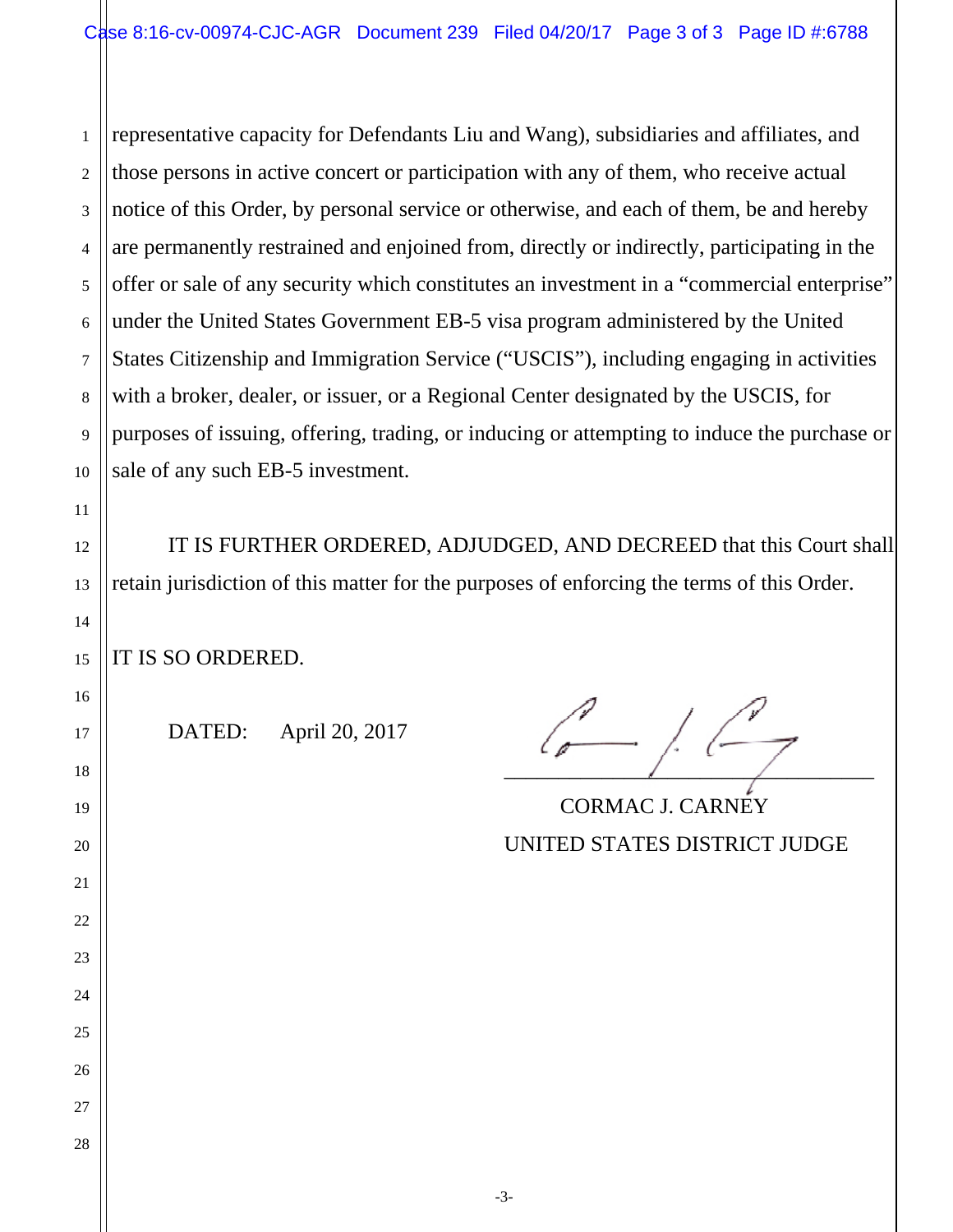representative capacity for Defendants Liu and Wang), subsidiaries and affiliates, and those persons in active concert or participation with any of them, who receive actual notice of this Order, by personal service or otherwise, and each of them, be and hereby are permanently restrained and enjoined from, directly or indirectly, participating in the offer or sale of any security which constitutes an investment in a "commercial enterprise" under the United States Government EB-5 visa program administered by the United States Citizenship and Immigration Service ("USCIS"), including engaging in activities with a broker, dealer, or issuer, or a Regional Center designated by the USCIS, for purposes of issuing, offering, trading, or inducing or attempting to induce the purchase or sale of any such EB-5 investment.

IT IS FURTHER ORDERED, ADJUDGED, AND DECREED that this Court shall retain jurisdiction of this matter for the purposes of enforcing the terms of this Order.

IT IS SO ORDERED.

DATED: April 20, 2017

CORMAC J. CARNEY
UNITED STATES DISTRICT JUDGE